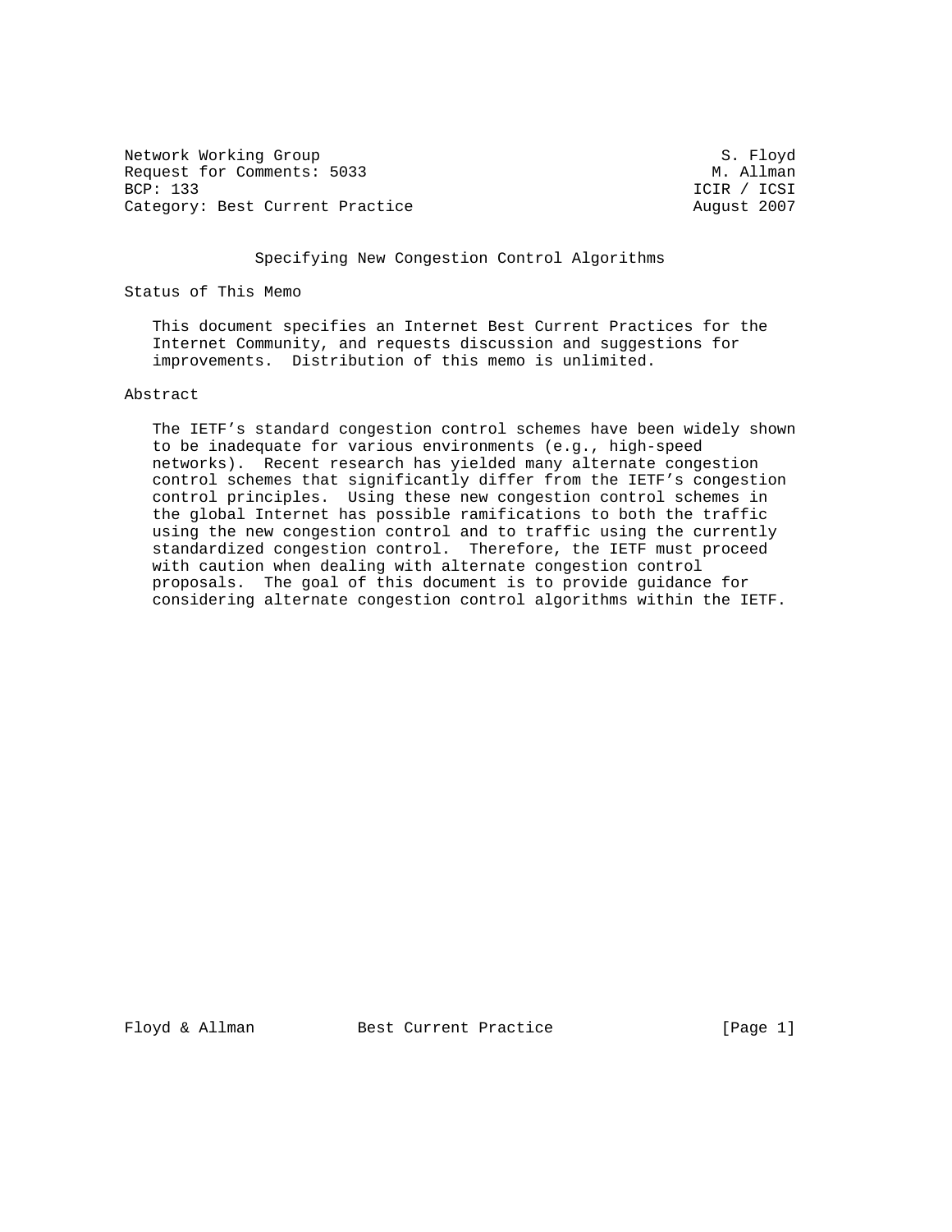Network Working Group S. Floyd
Request for Comments: 5033 M. Allman
BCP: 133 ICIR / ICSI
Category: Best Current Practice August 2007

# Specifying New Congestion Control Algorithms

## Status of This Memo

This document specifies an Internet Best Current Practices for the Internet Community, and requests discussion and suggestions for improvements. Distribution of this memo is unlimited.

## Abstract

The IETF's standard congestion control schemes have been widely shown to be inadequate for various environments (e.g., high-speed networks). Recent research has yielded many alternate congestion control schemes that significantly differ from the IETF's congestion control principles. Using these new congestion control schemes in the global Internet has possible ramifications to both the traffic using the new congestion control and to traffic using the currently standardized congestion control. Therefore, the IETF must proceed with caution when dealing with alternate congestion control proposals. The goal of this document is to provide guidance for considering alternate congestion control algorithms within the IETF.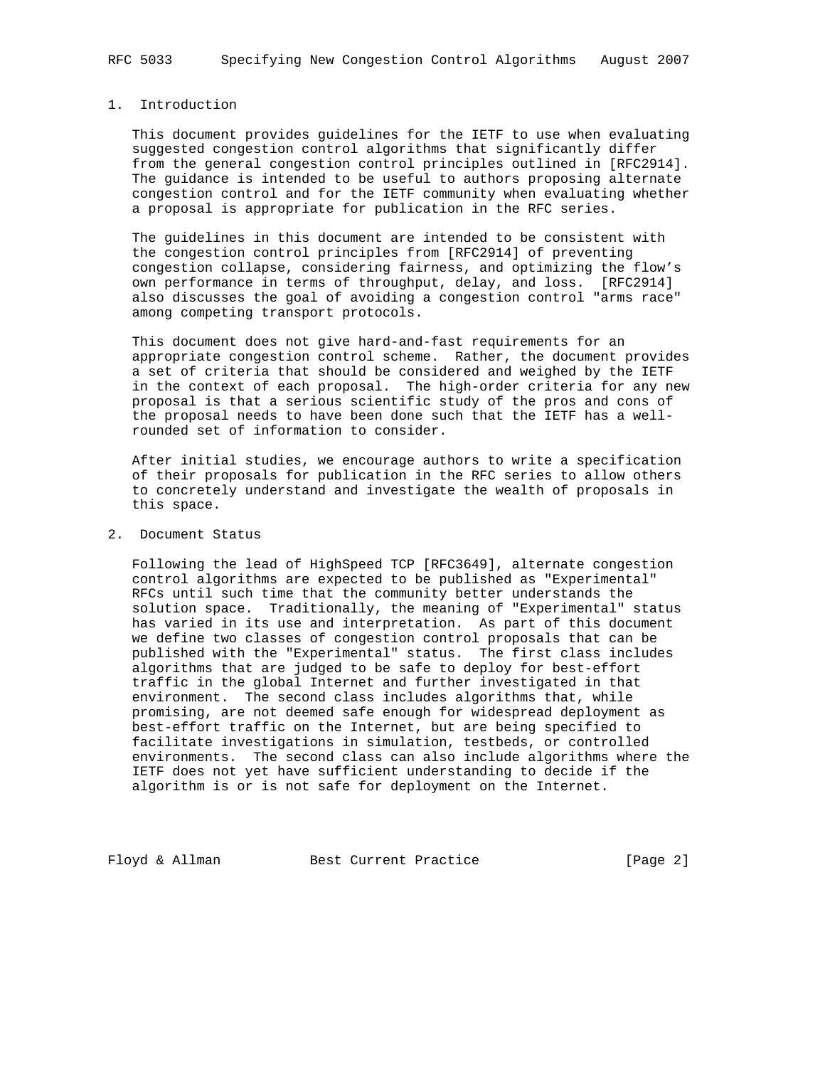## 1. Introduction

This document provides guidelines for the IETF to use when evaluating suggested congestion control algorithms that significantly differ from the general congestion control principles outlined in [RFC2914]. The guidance is intended to be useful to authors proposing alternate congestion control and for the IETF community when evaluating whether a proposal is appropriate for publication in the RFC series.

The guidelines in this document are intended to be consistent with the congestion control principles from [RFC2914] of preventing congestion collapse, considering fairness, and optimizing the flow's own performance in terms of throughput, delay, and loss. [RFC2914] also discusses the goal of avoiding a congestion control "arms race" among competing transport protocols.

This document does not give hard-and-fast requirements for an appropriate congestion control scheme. Rather, the document provides a set of criteria that should be considered and weighed by the IETF in the context of each proposal. The high-order criteria for any new proposal is that a serious scientific study of the pros and cons of the proposal needs to have been done such that the IETF has a well-rounded set of information to consider.

After initial studies, we encourage authors to write a specification of their proposals for publication in the RFC series to allow others to concretely understand and investigate the wealth of proposals in this space.

## 2. Document Status

Following the lead of HighSpeed TCP [RFC3649], alternate congestion control algorithms are expected to be published as "Experimental" RFCs until such time that the community better understands the solution space. Traditionally, the meaning of "Experimental" status has varied in its use and interpretation. As part of this document we define two classes of congestion control proposals that can be published with the "Experimental" status. The first class includes algorithms that are judged to be safe to deploy for best-effort traffic in the global Internet and further investigated in that environment. The second class includes algorithms that, while promising, are not deemed safe enough for widespread deployment as best-effort traffic on the Internet, but are being specified to facilitate investigations in simulation, testbeds, or controlled environments. The second class can also include algorithms where the IETF does not yet have sufficient understanding to decide if the algorithm is or is not safe for deployment on the Internet.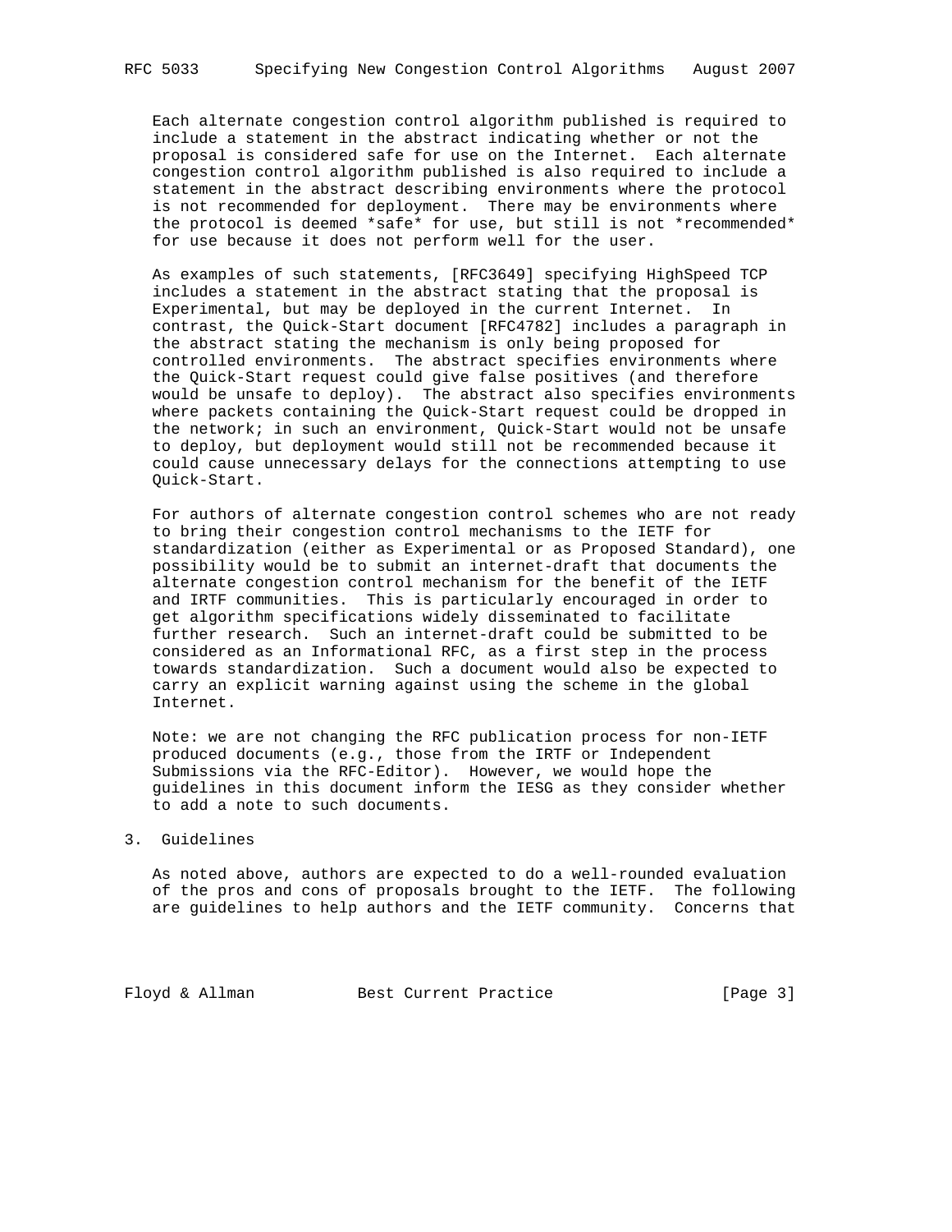Each alternate congestion control algorithm published is required to include a statement in the abstract indicating whether or not the proposal is considered safe for use on the Internet. Each alternate congestion control algorithm published is also required to include a statement in the abstract describing environments where the protocol is not recommended for deployment. There may be environments where the protocol is deemed *safe* for use, but still is not *recommended* for use because it does not perform well for the user.

As examples of such statements, [RFC3649] specifying HighSpeed TCP includes a statement in the abstract stating that the proposal is Experimental, but may be deployed in the current Internet. In contrast, the Quick-Start document [RFC4782] includes a paragraph in the abstract stating the mechanism is only being proposed for controlled environments. The abstract specifies environments where the Quick-Start request could give false positives (and therefore would be unsafe to deploy). The abstract also specifies environments where packets containing the Quick-Start request could be dropped in the network; in such an environment, Quick-Start would not be unsafe to deploy, but deployment would still not be recommended because it could cause unnecessary delays for the connections attempting to use Quick-Start.

For authors of alternate congestion control schemes who are not ready to bring their congestion control mechanisms to the IETF for standardization (either as Experimental or as Proposed Standard), one possibility would be to submit an internet-draft that documents the alternate congestion control mechanism for the benefit of the IETF and IRTF communities. This is particularly encouraged in order to get algorithm specifications widely disseminated to facilitate further research. Such an internet-draft could be submitted to be considered as an Informational RFC, as a first step in the process towards standardization. Such a document would also be expected to carry an explicit warning against using the scheme in the global Internet.

Note: we are not changing the RFC publication process for non-IETF produced documents (e.g., those from the IRTF or Independent Submissions via the RFC-Editor). However, we would hope the guidelines in this document inform the IESG as they consider whether to add a note to such documents.

## 3. Guidelines

As noted above, authors are expected to do a well-rounded evaluation of the pros and cons of proposals brought to the IETF. The following are guidelines to help authors and the IETF community. Concerns that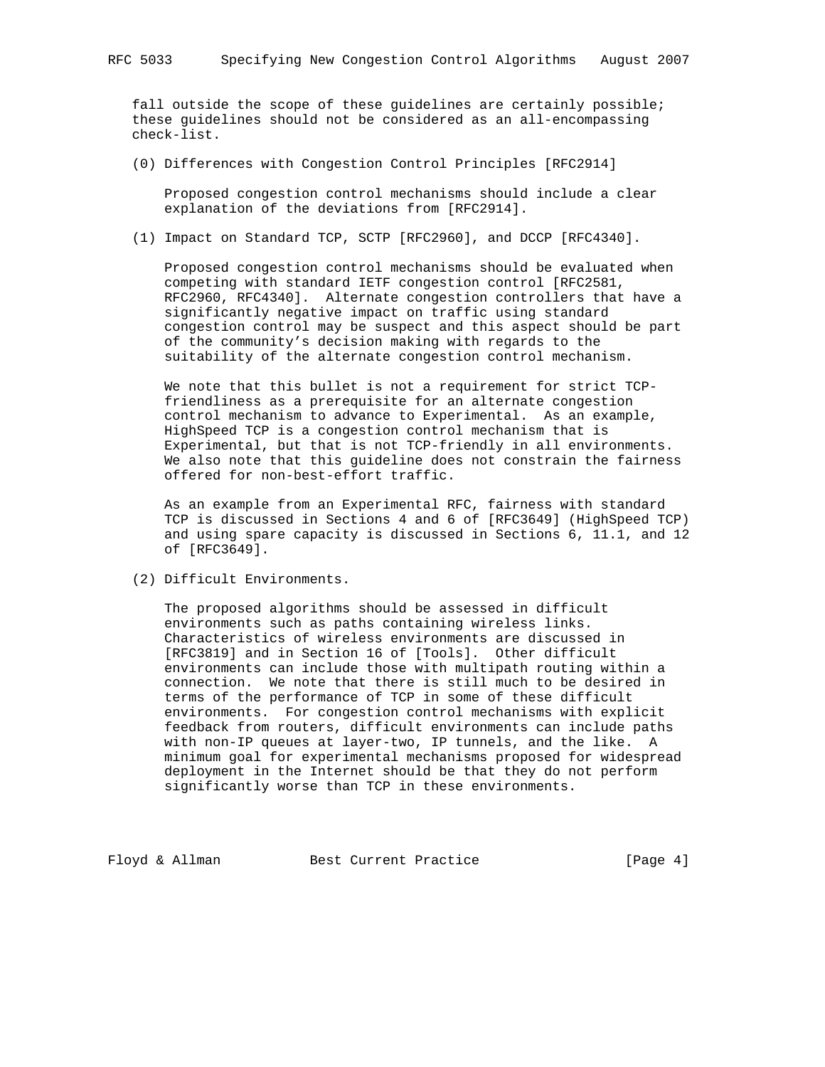fall outside the scope of these guidelines are certainly possible; these guidelines should not be considered as an all-encompassing check-list.

(0) Differences with Congestion Control Principles [RFC2914]

Proposed congestion control mechanisms should include a clear explanation of the deviations from [RFC2914].

(1) Impact on Standard TCP, SCTP [RFC2960], and DCCP [RFC4340].

Proposed congestion control mechanisms should be evaluated when competing with standard IETF congestion control [RFC2581, RFC2960, RFC4340]. Alternate congestion controllers that have a significantly negative impact on traffic using standard congestion control may be suspect and this aspect should be part of the community's decision making with regards to the suitability of the alternate congestion control mechanism.

We note that this bullet is not a requirement for strict TCP-friendliness as a prerequisite for an alternate congestion control mechanism to advance to Experimental. As an example, HighSpeed TCP is a congestion control mechanism that is Experimental, but that is not TCP-friendly in all environments. We also note that this guideline does not constrain the fairness offered for non-best-effort traffic.

As an example from an Experimental RFC, fairness with standard TCP is discussed in Sections 4 and 6 of [RFC3649] (HighSpeed TCP) and using spare capacity is discussed in Sections 6, 11.1, and 12 of [RFC3649].

(2) Difficult Environments.

The proposed algorithms should be assessed in difficult environments such as paths containing wireless links. Characteristics of wireless environments are discussed in [RFC3819] and in Section 16 of [Tools]. Other difficult environments can include those with multipath routing within a connection. We note that there is still much to be desired in terms of the performance of TCP in some of these difficult environments. For congestion control mechanisms with explicit feedback from routers, difficult environments can include paths with non-IP queues at layer-two, IP tunnels, and the like. A minimum goal for experimental mechanisms proposed for widespread deployment in the Internet should be that they do not perform significantly worse than TCP in these environments.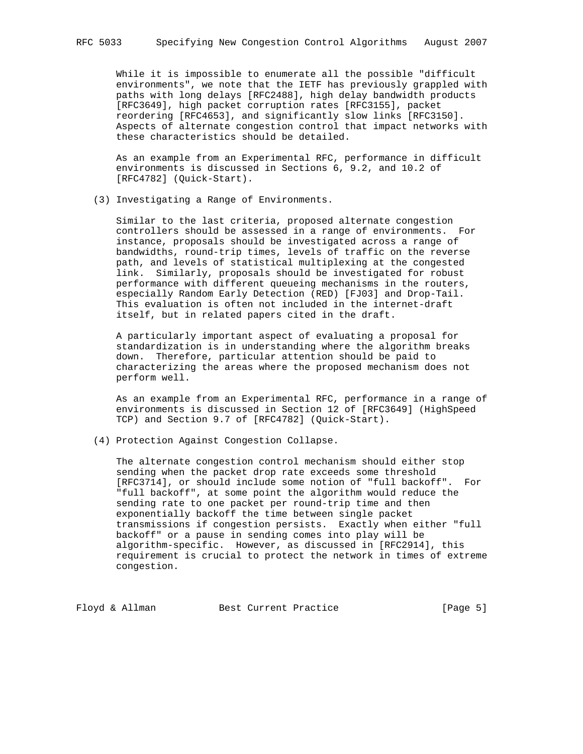While it is impossible to enumerate all the possible "difficult environments", we note that the IETF has previously grappled with paths with long delays [RFC2488], high delay bandwidth products [RFC3649], high packet corruption rates [RFC3155], packet reordering [RFC4653], and significantly slow links [RFC3150]. Aspects of alternate congestion control that impact networks with these characteristics should be detailed.

As an example from an Experimental RFC, performance in difficult environments is discussed in Sections 6, 9.2, and 10.2 of [RFC4782] (Quick-Start).

(3) Investigating a Range of Environments.

Similar to the last criteria, proposed alternate congestion controllers should be assessed in a range of environments. For instance, proposals should be investigated across a range of bandwidths, round-trip times, levels of traffic on the reverse path, and levels of statistical multiplexing at the congested link. Similarly, proposals should be investigated for robust performance with different queueing mechanisms in the routers, especially Random Early Detection (RED) [FJ03] and Drop-Tail. This evaluation is often not included in the internet-draft itself, but in related papers cited in the draft.

A particularly important aspect of evaluating a proposal for standardization is in understanding where the algorithm breaks down. Therefore, particular attention should be paid to characterizing the areas where the proposed mechanism does not perform well.

As an example from an Experimental RFC, performance in a range of environments is discussed in Section 12 of [RFC3649] (HighSpeed TCP) and Section 9.7 of [RFC4782] (Quick-Start).

(4) Protection Against Congestion Collapse.

The alternate congestion control mechanism should either stop sending when the packet drop rate exceeds some threshold [RFC3714], or should include some notion of "full backoff". For "full backoff", at some point the algorithm would reduce the sending rate to one packet per round-trip time and then exponentially backoff the time between single packet transmissions if congestion persists. Exactly when either "full backoff" or a pause in sending comes into play will be algorithm-specific. However, as discussed in [RFC2914], this requirement is crucial to protect the network in times of extreme congestion.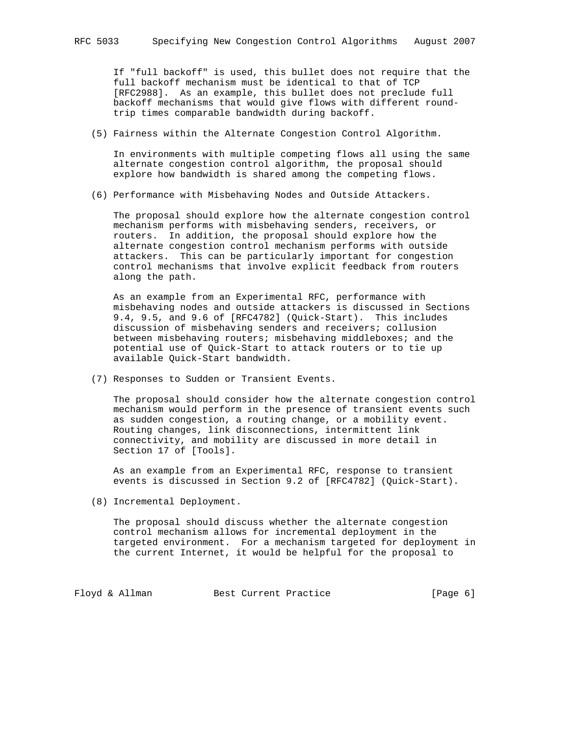If "full backoff" is used, this bullet does not require that the full backoff mechanism must be identical to that of TCP [RFC2988]. As an example, this bullet does not preclude full backoff mechanisms that would give flows with different round-trip times comparable bandwidth during backoff.

(5) Fairness within the Alternate Congestion Control Algorithm.

In environments with multiple competing flows all using the same alternate congestion control algorithm, the proposal should explore how bandwidth is shared among the competing flows.

(6) Performance with Misbehaving Nodes and Outside Attackers.

The proposal should explore how the alternate congestion control mechanism performs with misbehaving senders, receivers, or routers. In addition, the proposal should explore how the alternate congestion control mechanism performs with outside attackers. This can be particularly important for congestion control mechanisms that involve explicit feedback from routers along the path.

As an example from an Experimental RFC, performance with misbehaving nodes and outside attackers is discussed in Sections 9.4, 9.5, and 9.6 of [RFC4782] (Quick-Start). This includes discussion of misbehaving senders and receivers; collusion between misbehaving routers; misbehaving middleboxes; and the potential use of Quick-Start to attack routers or to tie up available Quick-Start bandwidth.

(7) Responses to Sudden or Transient Events.

The proposal should consider how the alternate congestion control mechanism would perform in the presence of transient events such as sudden congestion, a routing change, or a mobility event. Routing changes, link disconnections, intermittent link connectivity, and mobility are discussed in more detail in Section 17 of [Tools].

As an example from an Experimental RFC, response to transient events is discussed in Section 9.2 of [RFC4782] (Quick-Start).

(8) Incremental Deployment.

The proposal should discuss whether the alternate congestion control mechanism allows for incremental deployment in the targeted environment. For a mechanism targeted for deployment in the current Internet, it would be helpful for the proposal to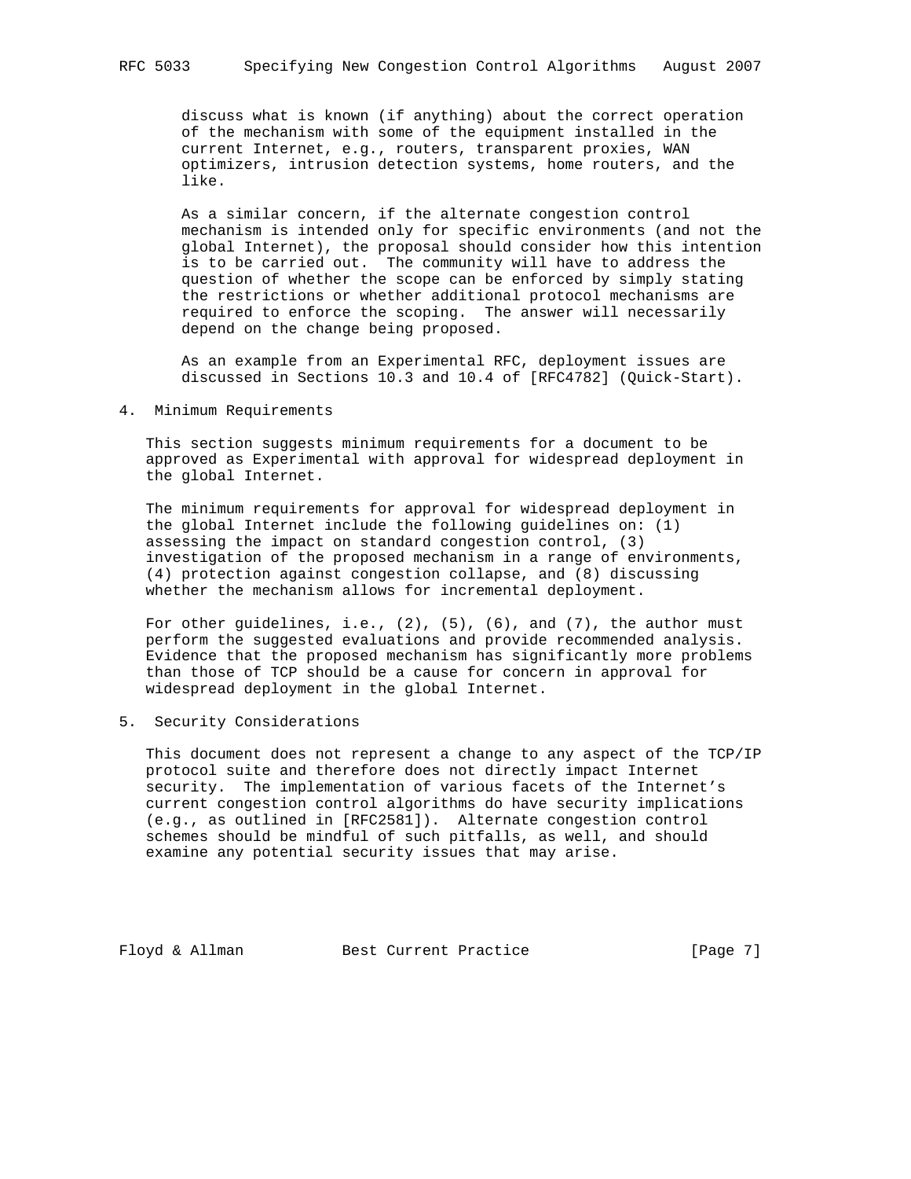discuss what is known (if anything) about the correct operation of the mechanism with some of the equipment installed in the current Internet, e.g., routers, transparent proxies, WAN optimizers, intrusion detection systems, home routers, and the like.

As a similar concern, if the alternate congestion control mechanism is intended only for specific environments (and not the global Internet), the proposal should consider how this intention is to be carried out. The community will have to address the question of whether the scope can be enforced by simply stating the restrictions or whether additional protocol mechanisms are required to enforce the scoping. The answer will necessarily depend on the change being proposed.

As an example from an Experimental RFC, deployment issues are discussed in Sections 10.3 and 10.4 of [RFC4782] (Quick-Start).

## 4. Minimum Requirements

This section suggests minimum requirements for a document to be approved as Experimental with approval for widespread deployment in the global Internet.

The minimum requirements for approval for widespread deployment in the global Internet include the following guidelines on: (1) assessing the impact on standard congestion control, (3) investigation of the proposed mechanism in a range of environments, (4) protection against congestion collapse, and (8) discussing whether the mechanism allows for incremental deployment.

For other guidelines, i.e., (2), (5), (6), and (7), the author must perform the suggested evaluations and provide recommended analysis. Evidence that the proposed mechanism has significantly more problems than those of TCP should be a cause for concern in approval for widespread deployment in the global Internet.

## 5. Security Considerations

This document does not represent a change to any aspect of the TCP/IP protocol suite and therefore does not directly impact Internet security. The implementation of various facets of the Internet's current congestion control algorithms do have security implications (e.g., as outlined in [RFC2581]). Alternate congestion control schemes should be mindful of such pitfalls, as well, and should examine any potential security issues that may arise.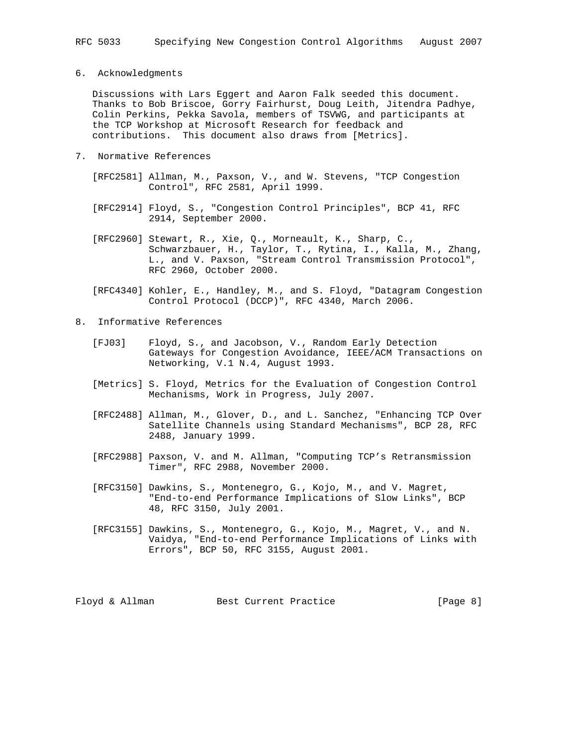## 6. Acknowledgments

Discussions with Lars Eggert and Aaron Falk seeded this document. Thanks to Bob Briscoe, Gorry Fairhurst, Doug Leith, Jitendra Padhye, Colin Perkins, Pekka Savola, members of TSVWG, and participants at the TCP Workshop at Microsoft Research for feedback and contributions. This document also draws from [Metrics].

## 7. Normative References

[RFC2581] Allman, M., Paxson, V., and W. Stevens, "TCP Congestion Control", RFC 2581, April 1999.

[RFC2914] Floyd, S., "Congestion Control Principles", BCP 41, RFC 2914, September 2000.

[RFC2960] Stewart, R., Xie, Q., Morneault, K., Sharp, C., Schwarzbauer, H., Taylor, T., Rytina, I., Kalla, M., Zhang, L., and V. Paxson, "Stream Control Transmission Protocol", RFC 2960, October 2000.

[RFC4340] Kohler, E., Handley, M., and S. Floyd, "Datagram Congestion Control Protocol (DCCP)", RFC 4340, March 2006.

## 8. Informative References

[FJ03] Floyd, S., and Jacobson, V., Random Early Detection Gateways for Congestion Avoidance, IEEE/ACM Transactions on Networking, V.1 N.4, August 1993.

[Metrics] S. Floyd, Metrics for the Evaluation of Congestion Control Mechanisms, Work in Progress, July 2007.

[RFC2488] Allman, M., Glover, D., and L. Sanchez, "Enhancing TCP Over Satellite Channels using Standard Mechanisms", BCP 28, RFC 2488, January 1999.

[RFC2988] Paxson, V. and M. Allman, "Computing TCP's Retransmission Timer", RFC 2988, November 2000.

[RFC3150] Dawkins, S., Montenegro, G., Kojo, M., and V. Magret, "End-to-end Performance Implications of Slow Links", BCP 48, RFC 3150, July 2001.

[RFC3155] Dawkins, S., Montenegro, G., Kojo, M., Magret, V., and N. Vaidya, "End-to-end Performance Implications of Links with Errors", BCP 50, RFC 3155, August 2001.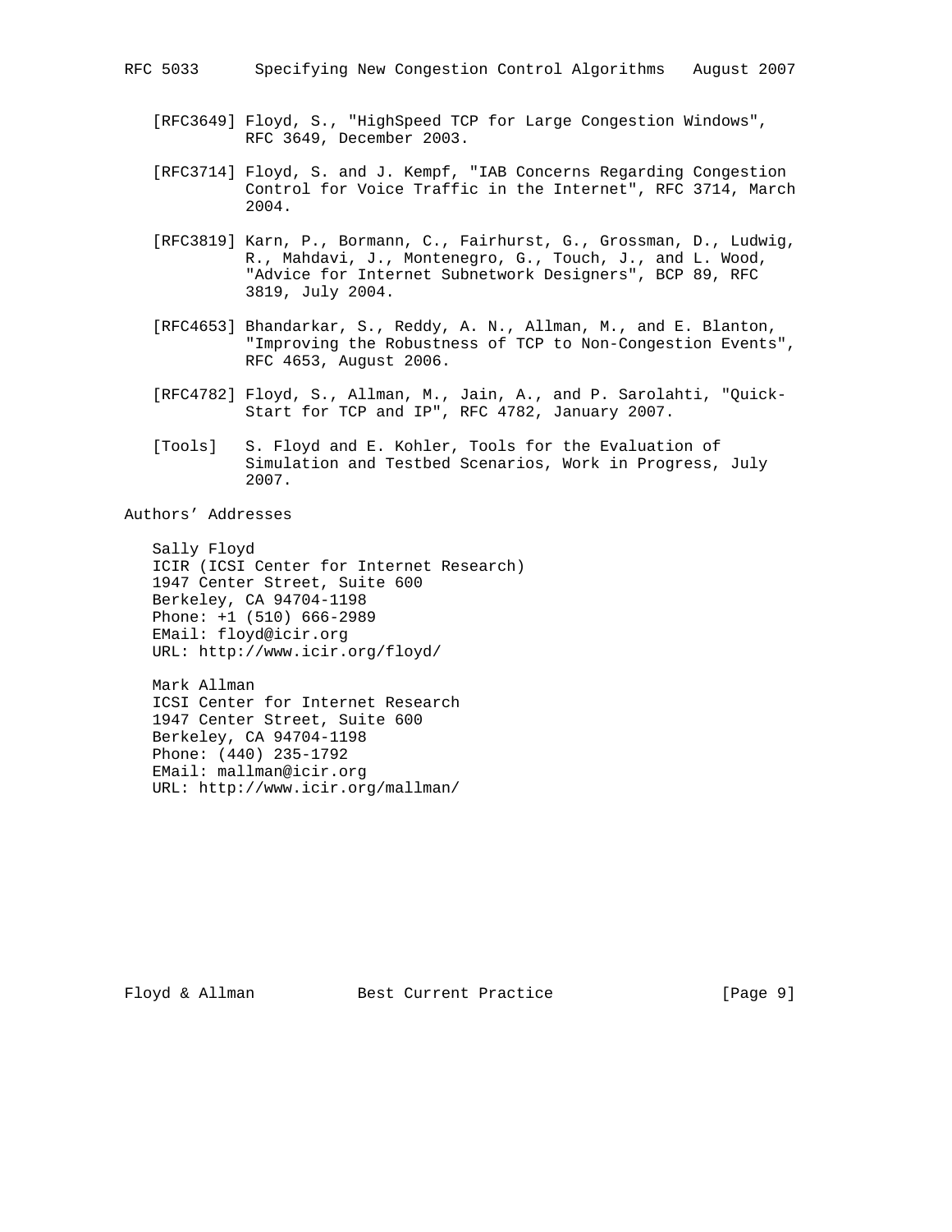[RFC3649] Floyd, S., "HighSpeed TCP for Large Congestion Windows", RFC 3649, December 2003.

[RFC3714] Floyd, S. and J. Kempf, "IAB Concerns Regarding Congestion Control for Voice Traffic in the Internet", RFC 3714, March 2004.

[RFC3819] Karn, P., Bormann, C., Fairhurst, G., Grossman, D., Ludwig, R., Mahdavi, J., Montenegro, G., Touch, J., and L. Wood, "Advice for Internet Subnetwork Designers", BCP 89, RFC 3819, July 2004.

[RFC4653] Bhandarkar, S., Reddy, A. N., Allman, M., and E. Blanton, "Improving the Robustness of TCP to Non-Congestion Events", RFC 4653, August 2006.

[RFC4782] Floyd, S., Allman, M., Jain, A., and P. Sarolahti, "Quick-Start for TCP and IP", RFC 4782, January 2007.

[Tools] S. Floyd and E. Kohler, Tools for the Evaluation of Simulation and Testbed Scenarios, Work in Progress, July 2007.

## Authors' Addresses

Sally Floyd
ICIR (ICSI Center for Internet Research)
1947 Center Street, Suite 600
Berkeley, CA 94704-1198
Phone: +1 (510) 666-2989
EMail: floyd@icir.org
URL: http://www.icir.org/floyd/

Mark Allman
ICSI Center for Internet Research
1947 Center Street, Suite 600
Berkeley, CA 94704-1198
Phone: (440) 235-1792
EMail: mallman@icir.org
URL: http://www.icir.org/mallman/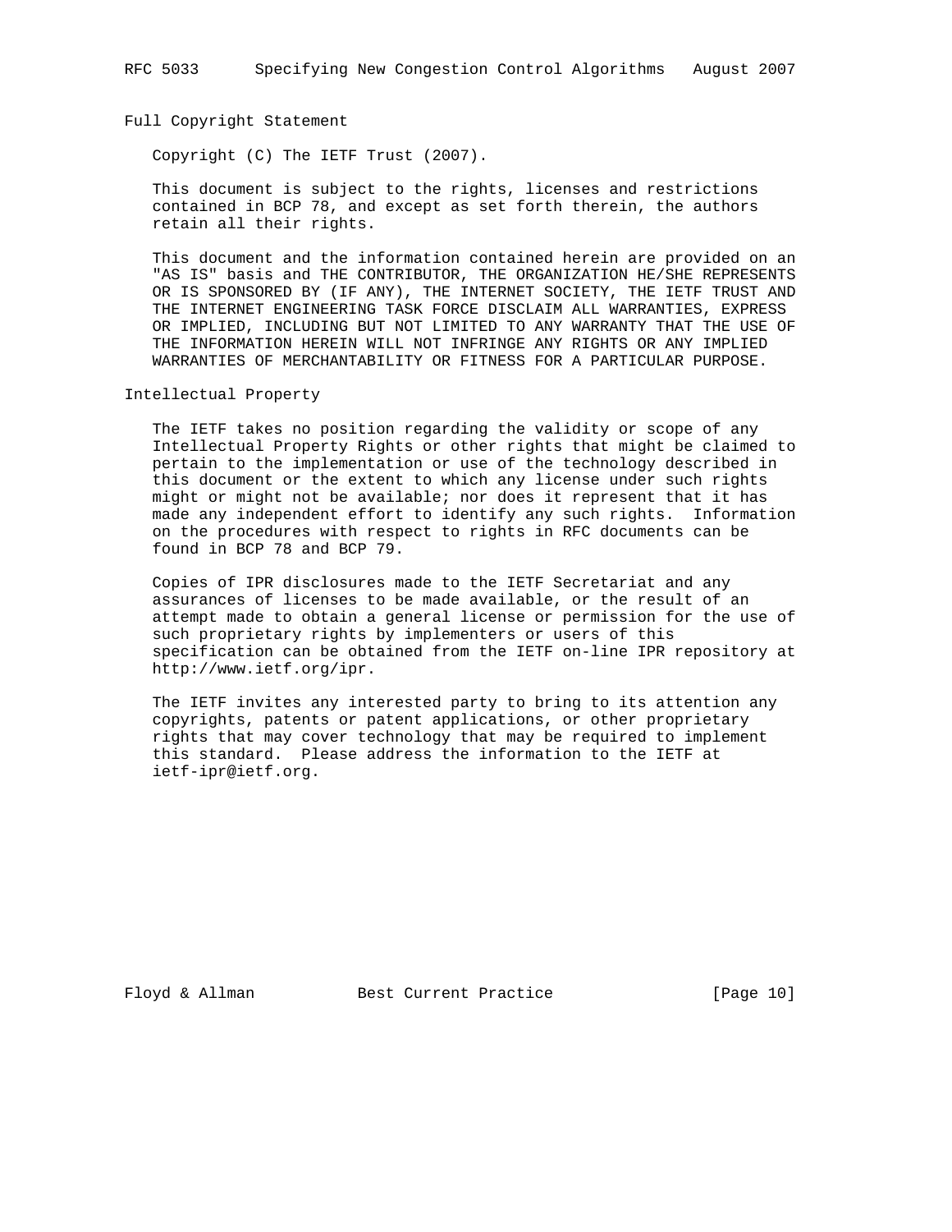## Full Copyright Statement

Copyright (C) The IETF Trust (2007).

This document is subject to the rights, licenses and restrictions contained in BCP 78, and except as set forth therein, the authors retain all their rights.

This document and the information contained herein are provided on an "AS IS" basis and THE CONTRIBUTOR, THE ORGANIZATION HE/SHE REPRESENTS OR IS SPONSORED BY (IF ANY), THE INTERNET SOCIETY, THE IETF TRUST AND THE INTERNET ENGINEERING TASK FORCE DISCLAIM ALL WARRANTIES, EXPRESS OR IMPLIED, INCLUDING BUT NOT LIMITED TO ANY WARRANTY THAT THE USE OF THE INFORMATION HEREIN WILL NOT INFRINGE ANY RIGHTS OR ANY IMPLIED WARRANTIES OF MERCHANTABILITY OR FITNESS FOR A PARTICULAR PURPOSE.

## Intellectual Property

The IETF takes no position regarding the validity or scope of any Intellectual Property Rights or other rights that might be claimed to pertain to the implementation or use of the technology described in this document or the extent to which any license under such rights might or might not be available; nor does it represent that it has made any independent effort to identify any such rights. Information on the procedures with respect to rights in RFC documents can be found in BCP 78 and BCP 79.

Copies of IPR disclosures made to the IETF Secretariat and any assurances of licenses to be made available, or the result of an attempt made to obtain a general license or permission for the use of such proprietary rights by implementers or users of this specification can be obtained from the IETF on-line IPR repository at http://www.ietf.org/ipr.

The IETF invites any interested party to bring to its attention any copyrights, patents or patent applications, or other proprietary rights that may cover technology that may be required to implement this standard. Please address the information to the IETF at ietf-ipr@ietf.org.